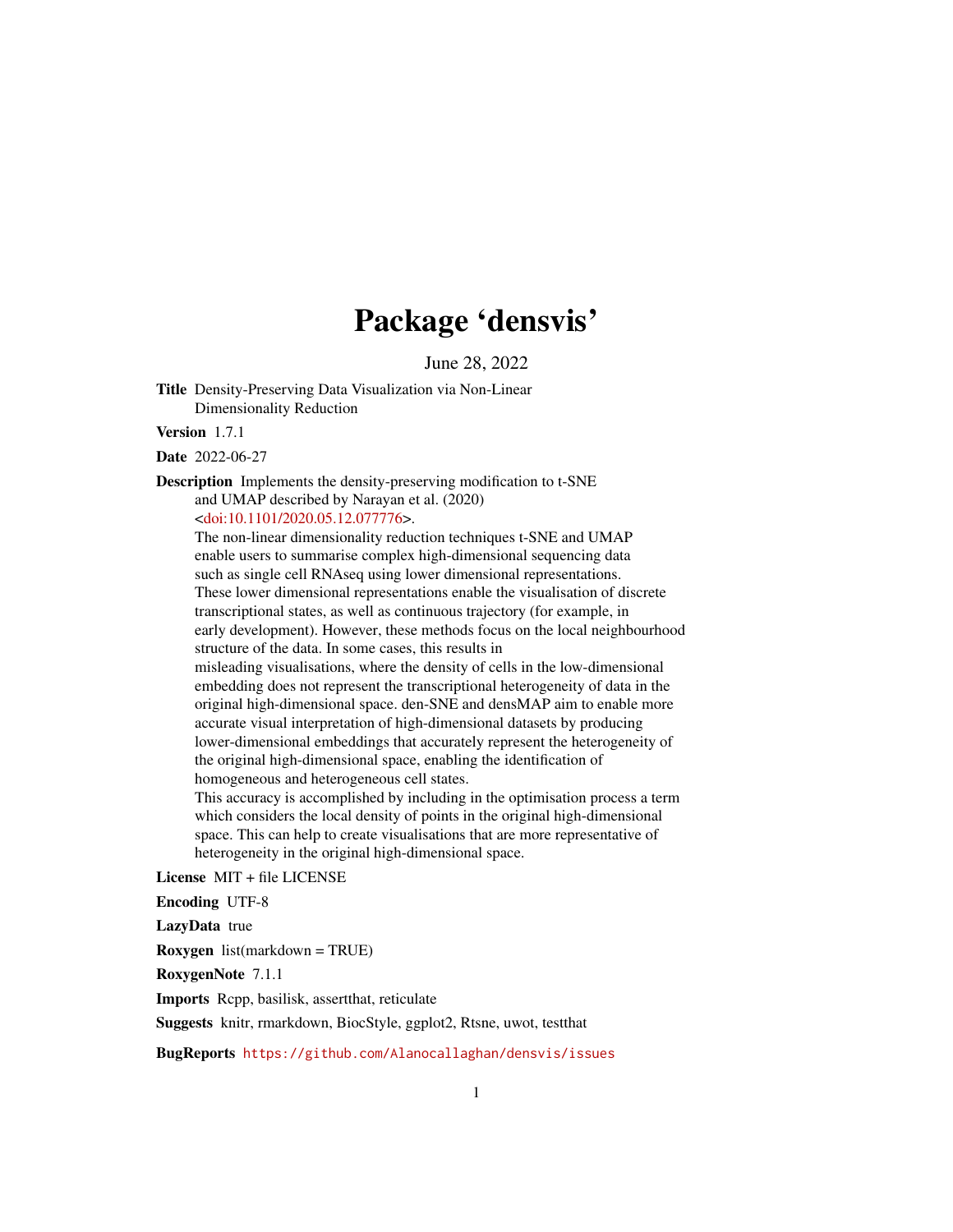# Package 'densvis'

June 28, 2022

**Title** Density-Preserving Data Visualization via Non-Linear Dimensionality Reduction

**Version** 1.7.1

**Date** 2022-06-27

**Description** Implements the density-preserving modification to t-SNE and UMAP described by Narayan et al. (2020) <doi:10.1101/2020.05.12.077776>.
The non-linear dimensionality reduction techniques t-SNE and UMAP enable users to summarise complex high-dimensional sequencing data such as single cell RNAseq using lower dimensional representations. These lower dimensional representations enable the visualisation of discrete transcriptional states, as well as continuous trajectory (for example, in early development). However, these methods focus on the local neighbourhood structure of the data. In some cases, this results in misleading visualisations, where the density of cells in the low-dimensional embedding does not represent the transcriptional heterogeneity of data in the original high-dimensional space. den-SNE and densMAP aim to enable more accurate visual interpretation of high-dimensional datasets by producing lower-dimensional embeddings that accurately represent the heterogeneity of the original high-dimensional space, enabling the identification of homogeneous and heterogeneous cell states.
This accuracy is accomplished by including in the optimisation process a term which considers the local density of points in the original high-dimensional space. This can help to create visualisations that are more representative of heterogeneity in the original high-dimensional space.

**License** MIT + file LICENSE

**Encoding** UTF-8

**LazyData** true

**Roxygen** list(markdown = TRUE)

**RoxygenNote** 7.1.1

**Imports** Rcpp, basilisk, assertthat, reticulate

**Suggests** knitr, rmarkdown, BiocStyle, ggplot2, Rtsne, uwot, testthat

**BugReports** https://github.com/Alanocallaghan/densvis/issues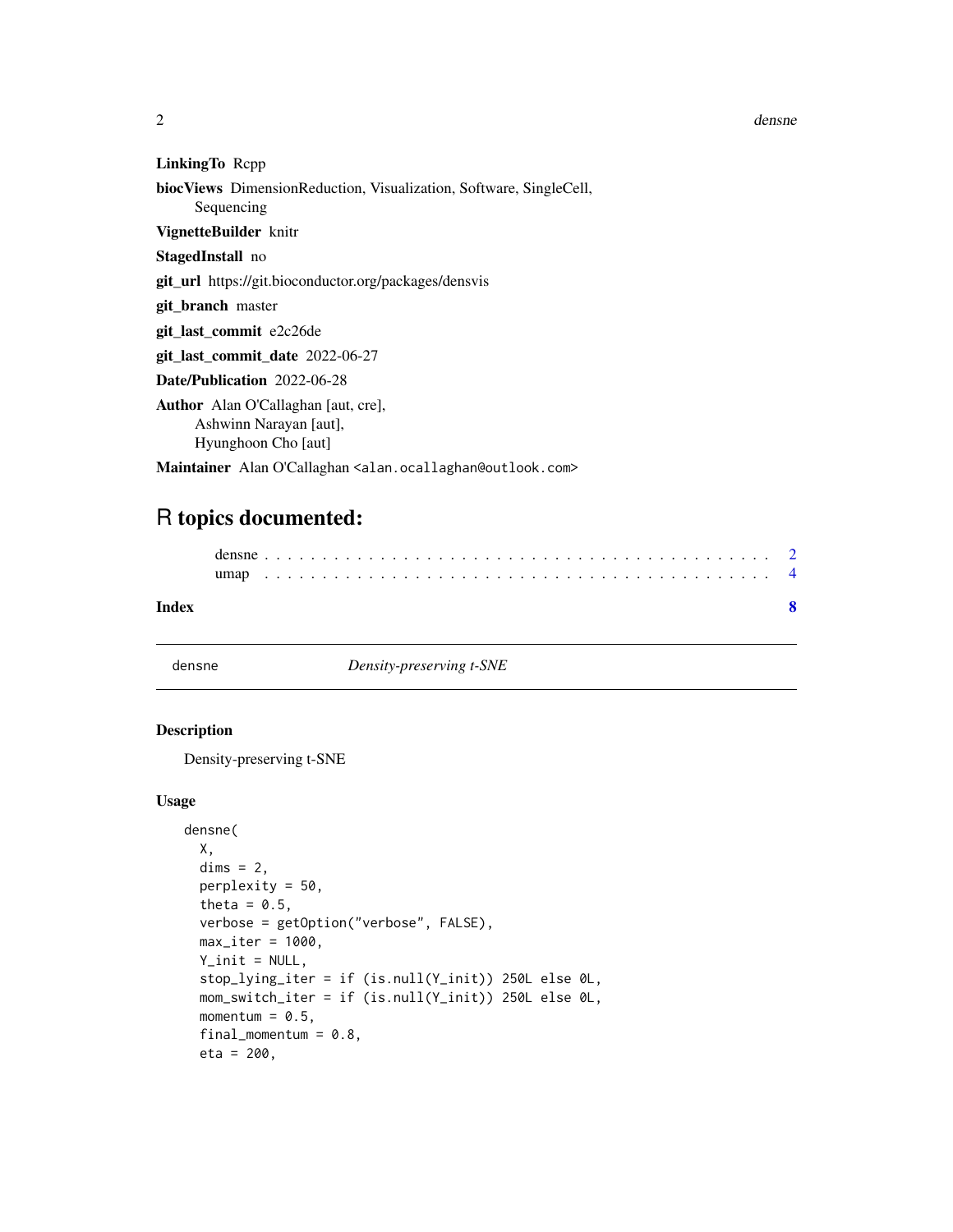**LinkingTo** Rcpp

**biocViews** DimensionReduction, Visualization, Software, SingleCell, Sequencing

**VignetteBuilder** knitr

**StagedInstall** no

**git_url** https://git.bioconductor.org/packages/densvis

**git_branch** master

**git_last_commit** e2c26de

**git_last_commit_date** 2022-06-27

**Date/Publication** 2022-06-28

**Author** Alan O'Callaghan [aut, cre],
Ashwinn Narayan [aut],
Hyunghoon Cho [aut]

**Maintainer** Alan O'Callaghan <alan.ocallaghan@outlook.com>

# R topics documented:

densne . . . . . . . . . . . . . . . . . . . . . . . . . . . . . . . . . . . . . . . . . . . 2
umap . . . . . . . . . . . . . . . . . . . . . . . . . . . . . . . . . . . . . . . . . . . . 4

**Index** **8**

---

`densne` *Density-preserving t-SNE*

---

### Description

Density-preserving t-SNE

### Usage

```
densne(
  X,
  dims = 2,
  perplexity = 50,
  theta = 0.5,
  verbose = getOption("verbose", FALSE),
  max_iter = 1000,
  Y_init = NULL,
  stop_lying_iter = if (is.null(Y_init)) 250L else 0L,
  mom_switch_iter = if (is.null(Y_init)) 250L else 0L,
  momentum = 0.5,
  final_momentum = 0.8,
  eta = 200,
```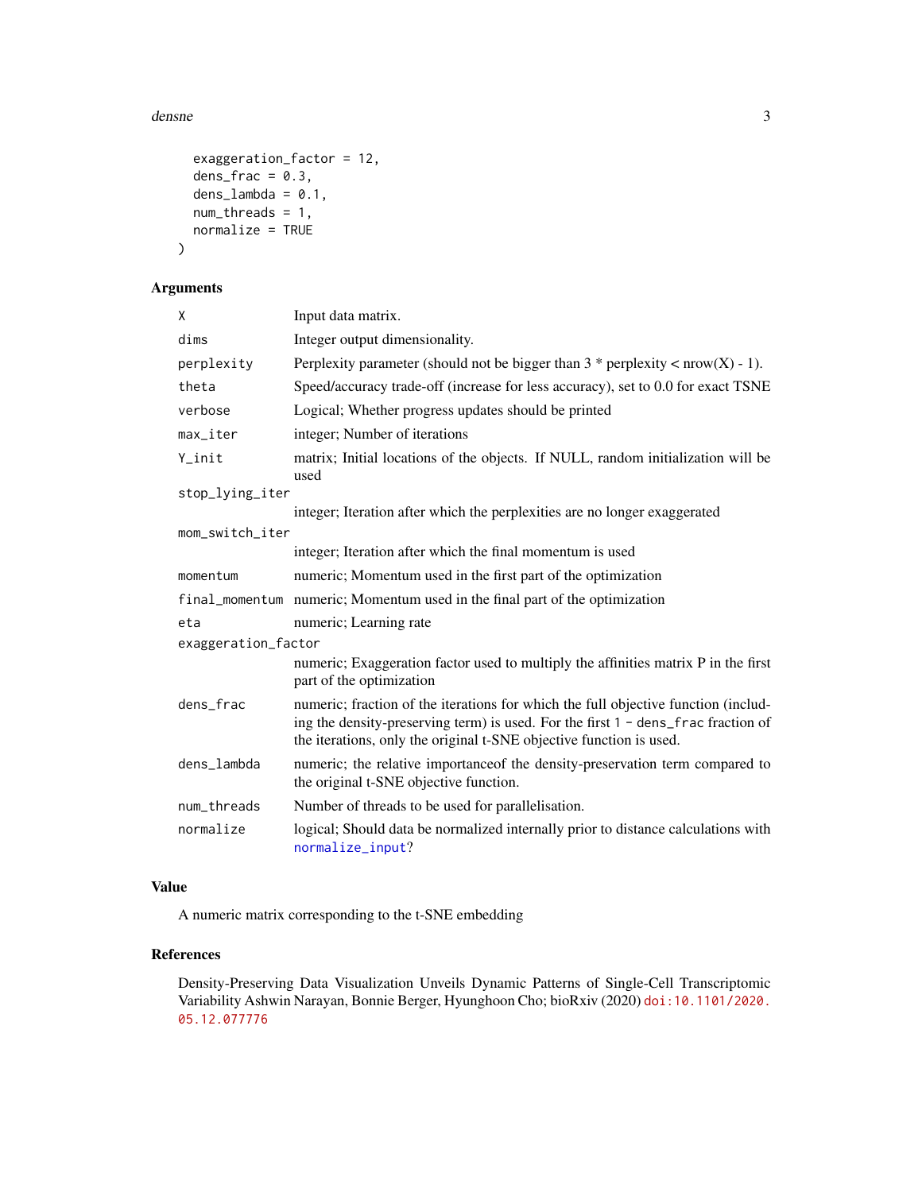```
  exaggeration_factor = 12,
  dens_frac = 0.3,
  dens_lambda = 0.1,
  num_threads = 1,
  normalize = TRUE
)
```

## Arguments

| | |
|---|---|
| X | Input data matrix. |
| dims | Integer output dimensionality. |
| perplexity | Perplexity parameter (should not be bigger than 3 * perplexity < nrow(X) - 1). |
| theta | Speed/accuracy trade-off (increase for less accuracy), set to 0.0 for exact TSNE |
| verbose | Logical; Whether progress updates should be printed |
| max_iter | integer; Number of iterations |
| Y_init | matrix; Initial locations of the objects. If NULL, random initialization will be used |
| stop_lying_iter | integer; Iteration after which the perplexities are no longer exaggerated |
| mom_switch_iter | integer; Iteration after which the final momentum is used |
| momentum | numeric; Momentum used in the first part of the optimization |
| final_momentum | numeric; Momentum used in the final part of the optimization |
| eta | numeric; Learning rate |
| exaggeration_factor | numeric; Exaggeration factor used to multiply the affinities matrix P in the first part of the optimization |
| dens_frac | numeric; fraction of the iterations for which the full objective function (including the density-preserving term) is used. For the first `1 - dens_frac` fraction of the iterations, only the original t-SNE objective function is used. |
| dens_lambda | numeric; the relative importanceof the density-preservation term compared to the original t-SNE objective function. |
| num_threads | Number of threads to be used for parallelisation. |
| normalize | logical; Should data be normalized internally prior to distance calculations with `normalize_input`? |

## Value

A numeric matrix corresponding to the t-SNE embedding

## References

Density-Preserving Data Visualization Unveils Dynamic Patterns of Single-Cell Transcriptomic Variability Ashwin Narayan, Bonnie Berger, Hyunghoon Cho; bioRxiv (2020) doi:10.1101/2020.05.12.077776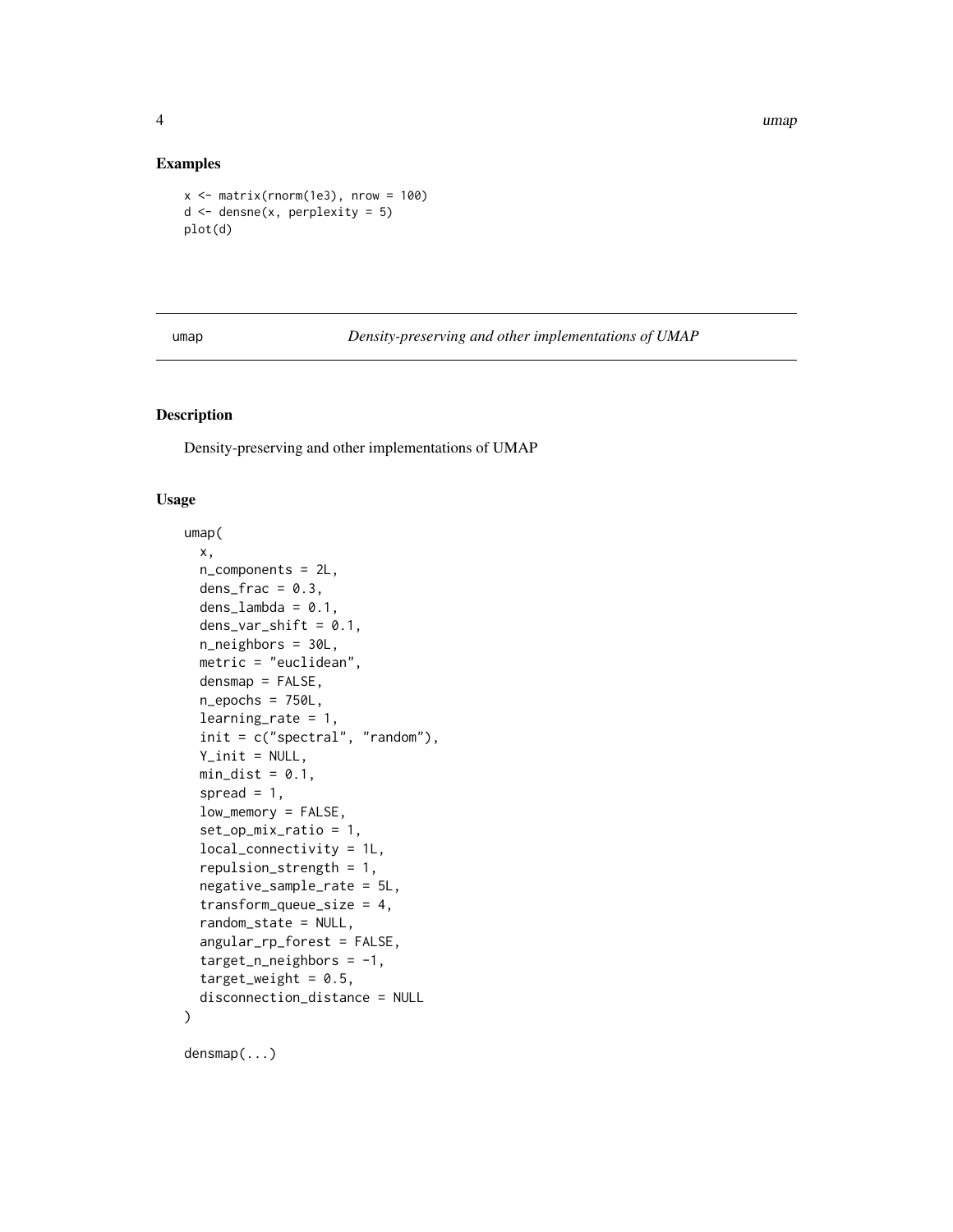## Examples

```
x <- matrix(rnorm(1e3), nrow = 100)
d <- densne(x, perplexity = 5)
plot(d)
```

---

umap &nbsp;&nbsp;&nbsp;&nbsp;&nbsp;&nbsp;&nbsp;&nbsp; *Density-preserving and other implementations of UMAP*

---

## Description

Density-preserving and other implementations of UMAP

## Usage

```
umap(
  x,
  n_components = 2L,
  dens_frac = 0.3,
  dens_lambda = 0.1,
  dens_var_shift = 0.1,
  n_neighbors = 30L,
  metric = "euclidean",
  densmap = FALSE,
  n_epochs = 750L,
  learning_rate = 1,
  init = c("spectral", "random"),
  Y_init = NULL,
  min_dist = 0.1,
  spread = 1,
  low_memory = FALSE,
  set_op_mix_ratio = 1,
  local_connectivity = 1L,
  repulsion_strength = 1,
  negative_sample_rate = 5L,
  transform_queue_size = 4,
  random_state = NULL,
  angular_rp_forest = FALSE,
  target_n_neighbors = -1,
  target_weight = 0.5,
  disconnection_distance = NULL
)

densmap(...)
```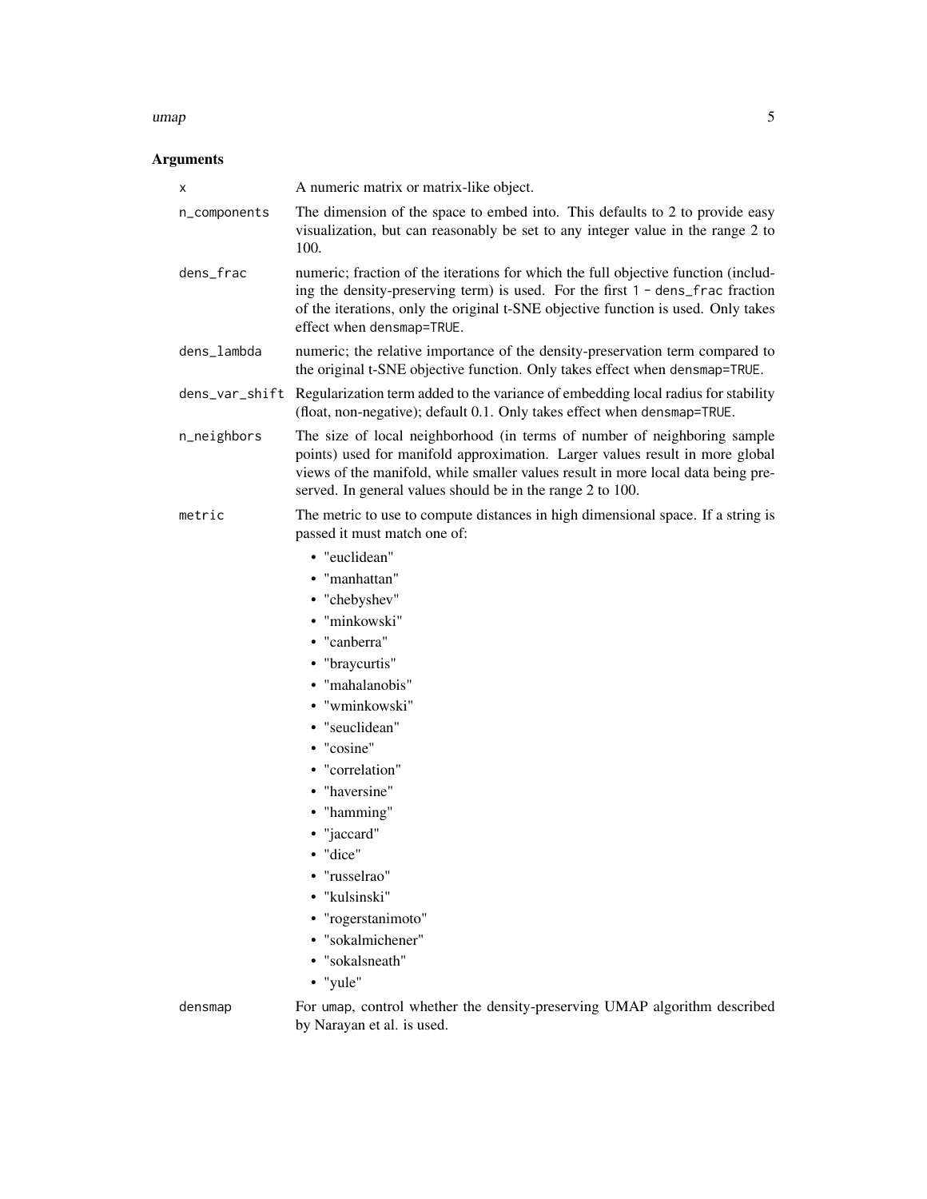## Arguments

| | |
|---|---|
| `x` | A numeric matrix or matrix-like object. |
| `n_components` | The dimension of the space to embed into. This defaults to 2 to provide easy visualization, but can reasonably be set to any integer value in the range 2 to 100. |
| `dens_frac` | numeric; fraction of the iterations for which the full objective function (including the density-preserving term) is used. For the first `1 - dens_frac` fraction of the iterations, only the original t-SNE objective function is used. Only takes effect when `densmap=TRUE`. |
| `dens_lambda` | numeric; the relative importance of the density-preservation term compared to the original t-SNE objective function. Only takes effect when `densmap=TRUE`. |
| `dens_var_shift` | Regularization term added to the variance of embedding local radius for stability (float, non-negative); default 0.1. Only takes effect when `densmap=TRUE`. |
| `n_neighbors` | The size of local neighborhood (in terms of number of neighboring sample points) used for manifold approximation. Larger values result in more global views of the manifold, while smaller values result in more local data being preserved. In general values should be in the range 2 to 100. |
| `metric` | The metric to use to compute distances in high dimensional space. If a string is passed it must match one of: <br>• "euclidean" <br>• "manhattan" <br>• "chebyshev" <br>• "minkowski" <br>• "canberra" <br>• "braycurtis" <br>• "mahalanobis" <br>• "wminkowski" <br>• "seuclidean" <br>• "cosine" <br>• "correlation" <br>• "haversine" <br>• "hamming" <br>• "jaccard" <br>• "dice" <br>• "russelrao" <br>• "kulsinski" <br>• "rogerstanimoto" <br>• "sokalmichener" <br>• "sokalsneath" <br>• "yule" |
| `densmap` | For `umap`, control whether the density-preserving UMAP algorithm described by Narayan et al. is used. |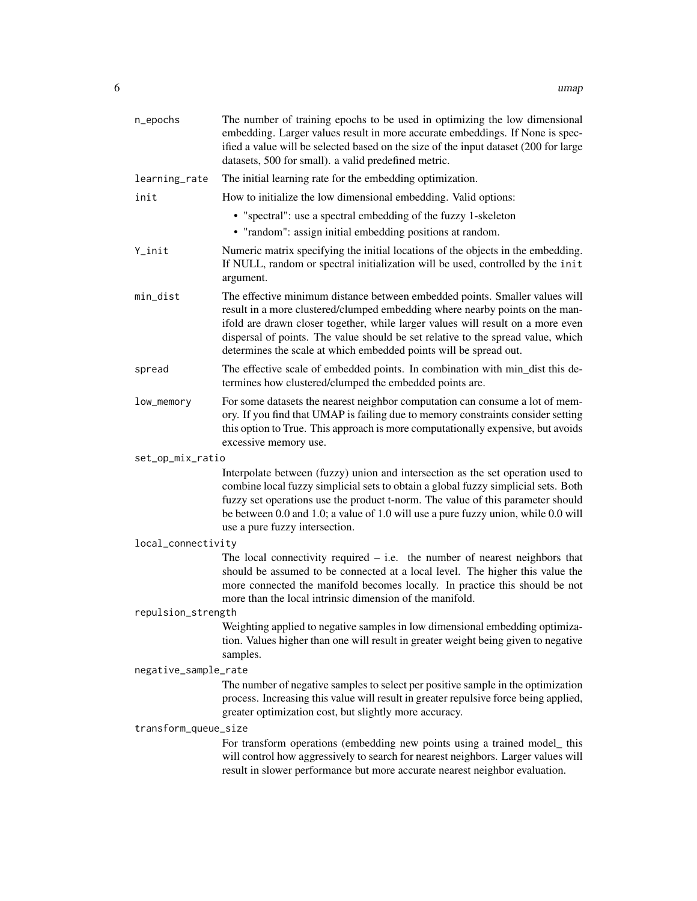| | |
|---|---|
| n_epochs | The number of training epochs to be used in optimizing the low dimensional embedding. Larger values result in more accurate embeddings. If None is specified a value will be selected based on the size of the input dataset (200 for large datasets, 500 for small). a valid predefined metric. |
| learning_rate | The initial learning rate for the embedding optimization. |
| init | How to initialize the low dimensional embedding. Valid options:<br>• "spectral": use a spectral embedding of the fuzzy 1-skeleton<br>• "random": assign initial embedding positions at random. |
| Y_init | Numeric matrix specifying the initial locations of the objects in the embedding. If NULL, random or spectral initialization will be used, controlled by the `init` argument. |
| min_dist | The effective minimum distance between embedded points. Smaller values will result in a more clustered/clumped embedding where nearby points on the manifold are drawn closer together, while larger values will result on a more even dispersal of points. The value should be set relative to the spread value, which determines the scale at which embedded points will be spread out. |
| spread | The effective scale of embedded points. In combination with min_dist this determines how clustered/clumped the embedded points are. |
| low_memory | For some datasets the nearest neighbor computation can consume a lot of memory. If you find that UMAP is failing due to memory constraints consider setting this option to True. This approach is more computationally expensive, but avoids excessive memory use. |
| set_op_mix_ratio | Interpolate between (fuzzy) union and intersection as the set operation used to combine local fuzzy simplicial sets to obtain a global fuzzy simplicial sets. Both fuzzy set operations use the product t-norm. The value of this parameter should be between 0.0 and 1.0; a value of 1.0 will use a pure fuzzy union, while 0.0 will use a pure fuzzy intersection. |
| local_connectivity | The local connectivity required – i.e. the number of nearest neighbors that should be assumed to be connected at a local level. The higher this value the more connected the manifold becomes locally. In practice this should be not more than the local intrinsic dimension of the manifold. |
| repulsion_strength | Weighting applied to negative samples in low dimensional embedding optimization. Values higher than one will result in greater weight being given to negative samples. |
| negative_sample_rate | The number of negative samples to select per positive sample in the optimization process. Increasing this value will result in greater repulsive force being applied, greater optimization cost, but slightly more accuracy. |
| transform_queue_size | For transform operations (embedding new points using a trained model_ this will control how aggressively to search for nearest neighbors. Larger values will result in slower performance but more accurate nearest neighbor evaluation. |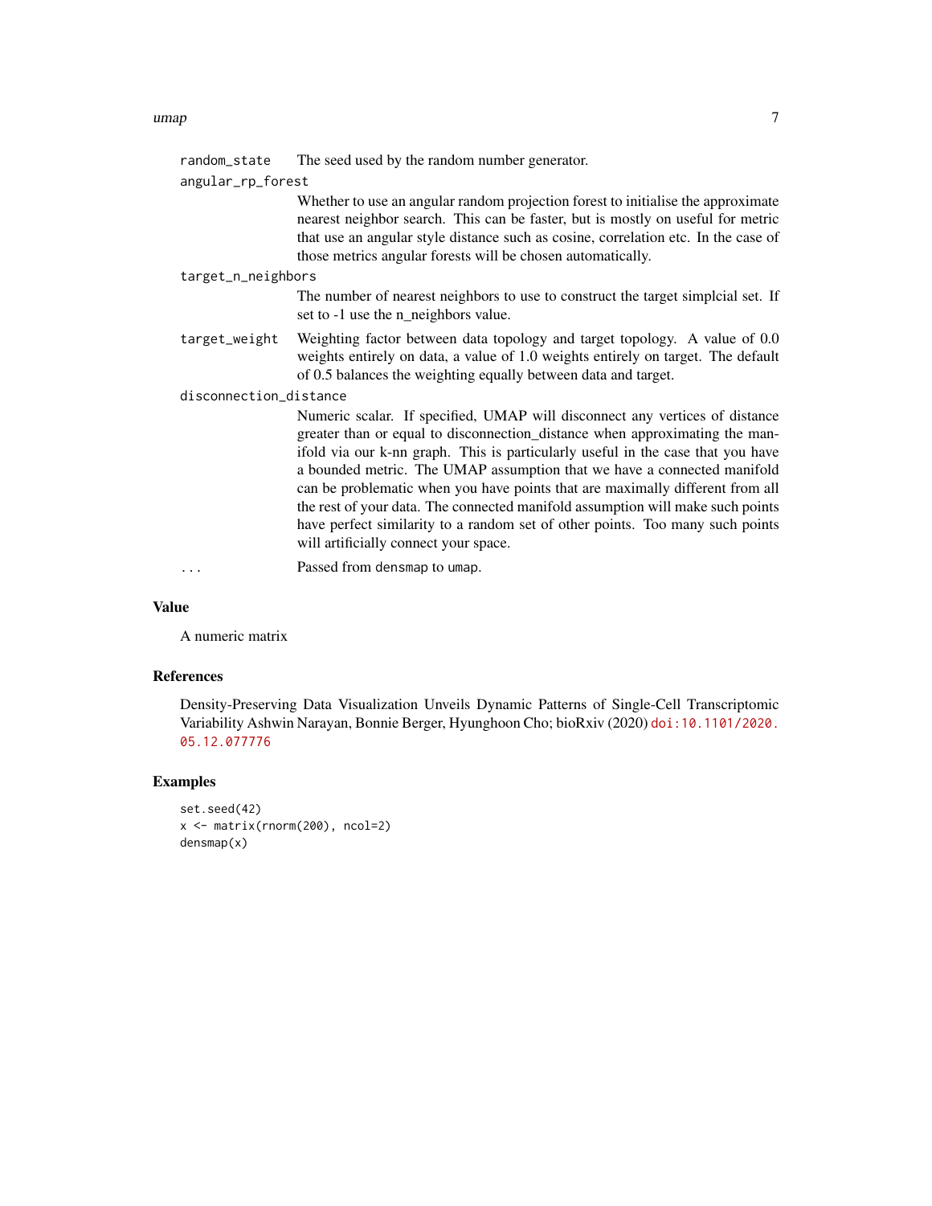`random_state` The seed used by the random number generator.

`angular_rp_forest`
: Whether to use an angular random projection forest to initialise the approximate nearest neighbor search. This can be faster, but is mostly on useful for metric that use an angular style distance such as cosine, correlation etc. In the case of those metrics angular forests will be chosen automatically.

`target_n_neighbors`
: The number of nearest neighbors to use to construct the target simplcial set. If set to -1 use the n_neighbors value.

`target_weight` Weighting factor between data topology and target topology. A value of 0.0 weights entirely on data, a value of 1.0 weights entirely on target. The default of 0.5 balances the weighting equally between data and target.

`disconnection_distance`
: Numeric scalar. If specified, UMAP will disconnect any vertices of distance greater than or equal to disconnection_distance when approximating the manifold via our k-nn graph. This is particularly useful in the case that you have a bounded metric. The UMAP assumption that we have a connected manifold can be problematic when you have points that are maximally different from all the rest of your data. The connected manifold assumption will make such points have perfect similarity to a random set of other points. Too many such points will artificially connect your space.

`...` Passed from `densmap` to `umap`.

## Value

A numeric matrix

## References

Density-Preserving Data Visualization Unveils Dynamic Patterns of Single-Cell Transcriptomic Variability Ashwin Narayan, Bonnie Berger, Hyunghoon Cho; bioRxiv (2020) doi:10.1101/2020.05.12.077776

## Examples

```
set.seed(42)
x <- matrix(rnorm(200), ncol=2)
densmap(x)
```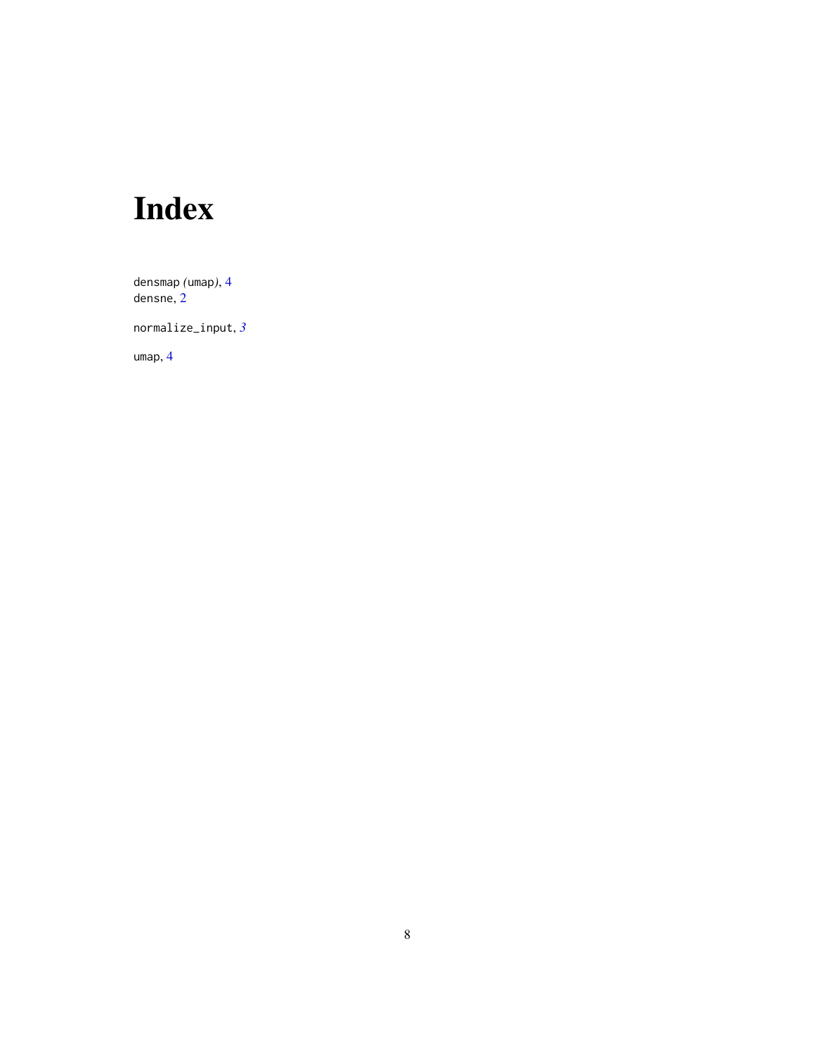# Index

densmap (umap), 4
densne, 2

normalize_input, *3*

umap, 4